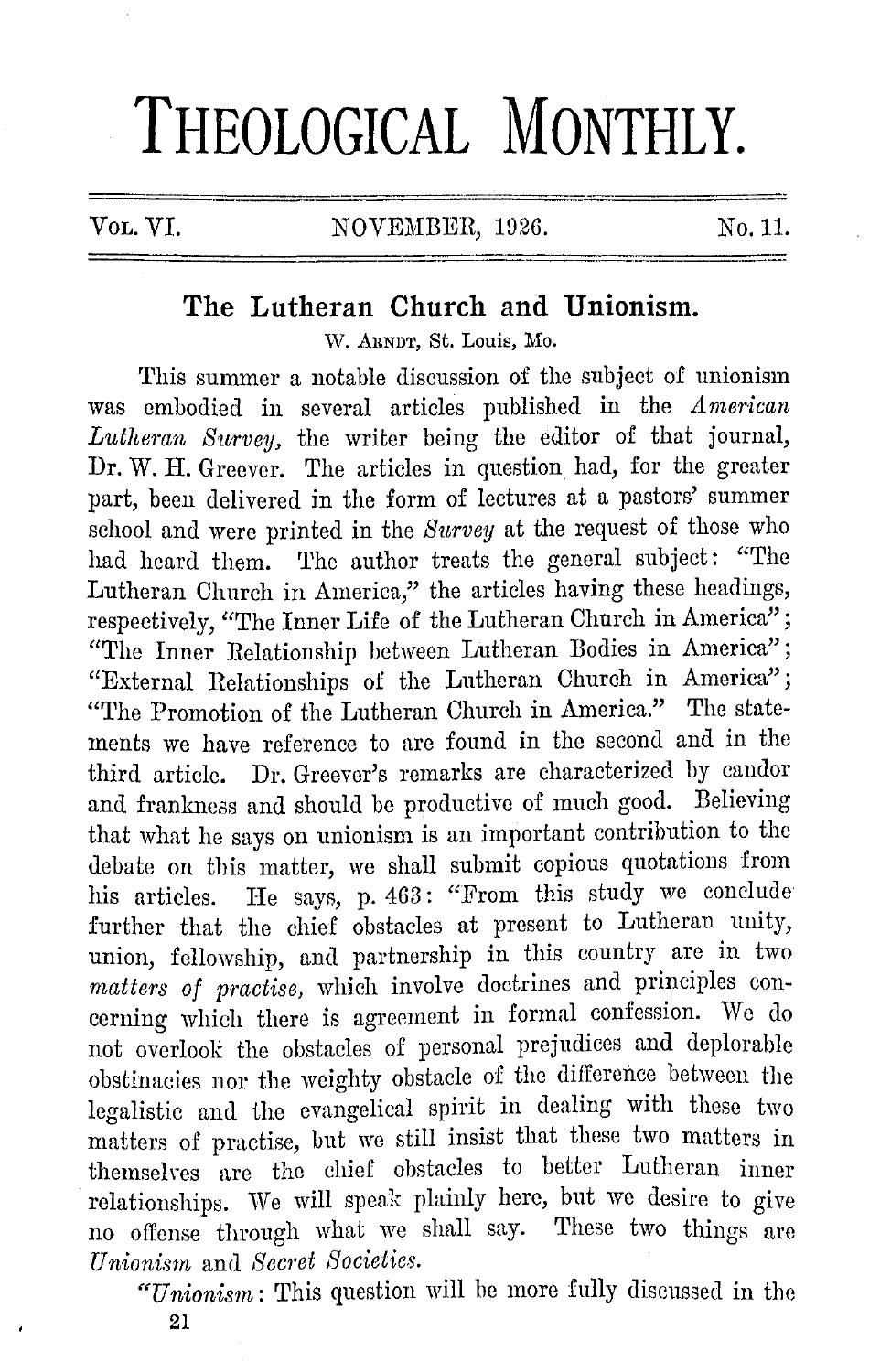# THEOLOGICAL MONTHLY.

VOL. VI. NOVEMBER, 1926. No. 11.

## The Lutheran Church and Unionism.

W. ARNDT, St. Louis, Mo.

This summer a notable discussion of the subject of unionism was embodied in several articles published in the *American Lutheran Survey*, the writer being the editor of that journal, Dr. W. H. Greever. The articles in question had, for the greater part, been delivered in the form of lectures at a pastors' summer school and were printed in the *Survey* at the request of those who had heard them. The author treats the general subject: "The Lutheran Church in America," the articles having these headings, respectively, "The Inner Life of the Lutheran Church in America"; "The Inner Relationship between Lutheran Bodies in America"; "External Relationships of the Lutheran Church in America"; "The Promotion of the Lutheran Church in America." The statements we have reference to are found in the second and in the third article. Dr. Greever's remarks are characterized by candor and frankness and should be productive of much good. Believing that what he says on unionism is an important contribution to the debate on this matter, we shall submit copious quotations from his articles. He says, p. 463: "From this study we conclude further that the chief obstacles at present to Lutheran unity, union, fellowship, and partnership in this country are in two *matters of practise*, which involve doctrines and principles concerning which there is agreement in formal confession. We do not overlook the obstacles of personal prejudices and deplorable obstinacies nor the weighty obstacle of the difference between the legalistic and the evangelical spirit in dealing with these two matters of practise, but we still insist that these two matters in themselves are the chief obstacles to better Lutheran inner relationships. We will speak plainly here, but we desire to give no offense through what we shall say. These two things are *Unionism* and *Secret Societies*.

"*Unionism*: This question will be more fully discussed in the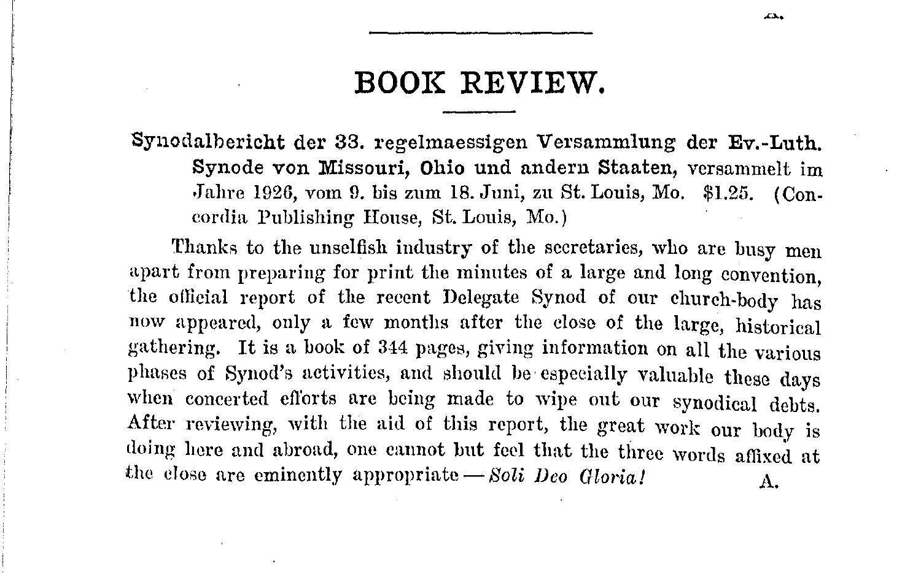# BOOK REVIEW.

**Synodalbericht der 33. regelmaessigen Versammlung der Ev.-Luth. Synode von Missouri, Ohio und andern Staaten,** versammelt im Jahre 1926, vom 9. bis zum 18. Juni, zu St. Louis, Mo. $1.25. (Concordia Publishing House, St. Louis, Mo.)

Thanks to the unselfish industry of the secretaries, who are busy men apart from preparing for print the minutes of a large and long convention, the official report of the recent Delegate Synod of our church-body has now appeared, only a few months after the close of the large, historical gathering. It is a book of 344 pages, giving information on all the various phases of Synod's activities, and should be especially valuable these days when concerted efforts are being made to wipe out our synodical debts. After reviewing, with the aid of this report, the great work our body is doing here and abroad, one cannot but feel that the three words affixed at the close are eminently appropriate — *Soli Deo Gloria!* A.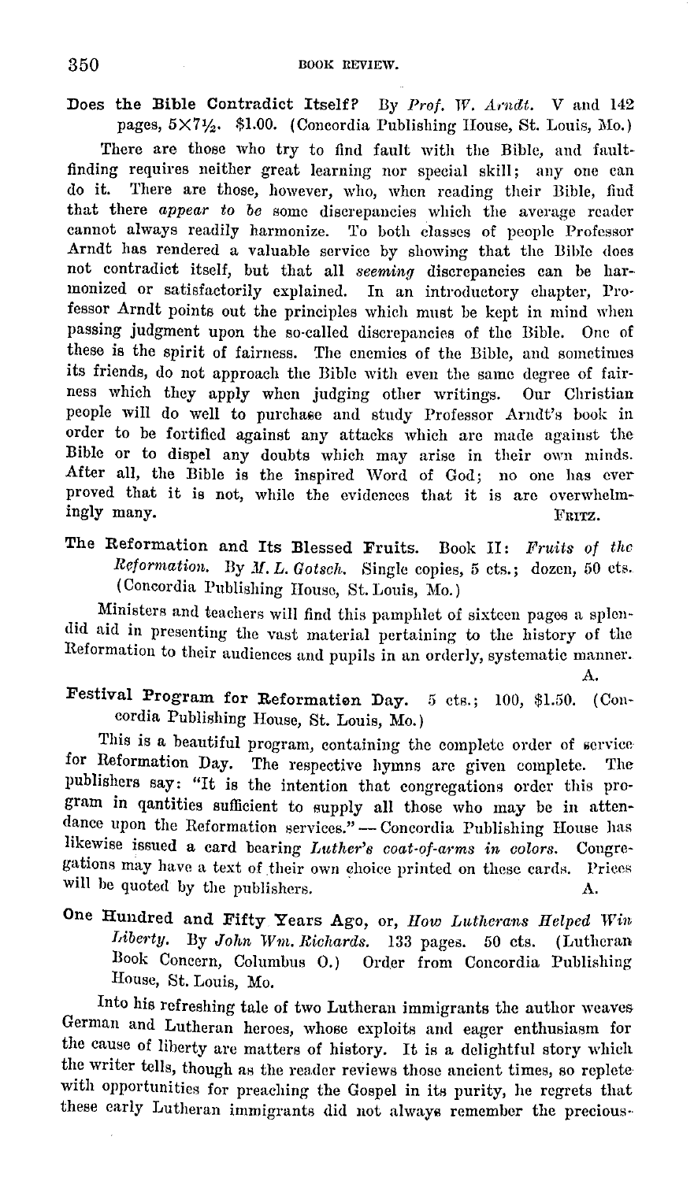**Does the Bible Contradict Itself?** By *Prof. W. Arndt.* V and 142 pages, 5×7½. $1.00. (Concordia Publishing House, St. Louis, Mo.)

There are those who try to find fault with the Bible, and fault-finding requires neither great learning nor special skill; any one can do it. There are those, however, who, when reading their Bible, find that there *appear to be* some discrepancies which the average reader cannot always readily harmonize. To both classes of people Professor Arndt has rendered a valuable service by showing that the Bible does not contradict itself, but that all *seeming* discrepancies can be harmonized or satisfactorily explained. In an introductory chapter, Professor Arndt points out the principles which must be kept in mind when passing judgment upon the so-called discrepancies of the Bible. One of these is the spirit of fairness. The enemies of the Bible, and sometimes its friends, do not approach the Bible with even the same degree of fairness which they apply when judging other writings. Our Christian people will do well to purchase and study Professor Arndt's book in order to be fortified against any attacks which are made against the Bible or to dispel any doubts which may arise in their own minds. After all, the Bible is the inspired Word of God; no one has ever proved that it is not, while the evidences that it is are overwhelmingly many.

FRITZ.

**The Reformation and Its Blessed Fruits.** Book II: *Fruits of the Reformation.* By *M. L. Gotsch.* Single copies, 5 cts.; dozen, 50 cts. (Concordia Publishing House, St. Louis, Mo.)

Ministers and teachers will find this pamphlet of sixteen pages a splendid aid in presenting the vast material pertaining to the history of the Reformation to their audiences and pupils in an orderly, systematic manner.

A.

**Festival Program for Reformation Day.** 5 cts.; 100, $1.50. (Concordia Publishing House, St. Louis, Mo.)

This is a beautiful program, containing the complete order of service for Reformation Day. The respective hymns are given complete. The publishers say: "It is the intention that congregations order this program in qantities sufficient to supply all those who may be in attendance upon the Reformation services." — Concordia Publishing House has likewise issued a card bearing *Luther's coat-of-arms in colors.* Congregations may have a text of their own choice printed on these cards. Prices will be quoted by the publishers.

A.

**One Hundred and Fifty Years Ago, or,** *How Lutherans Helped Win Liberty.* By *John Wm. Richards.* 133 pages. 50 cts. (Lutheran Book Concern, Columbus O.) Order from Concordia Publishing House, St. Louis, Mo.

Into his refreshing tale of two Lutheran immigrants the author weaves German and Lutheran heroes, whose exploits and eager enthusiasm for the cause of liberty are matters of history. It is a delightful story which the writer tells, though as the reader reviews those ancient times, so replete with opportunities for preaching the Gospel in its purity, he regrets that these early Lutheran immigrants did not always remember the precious-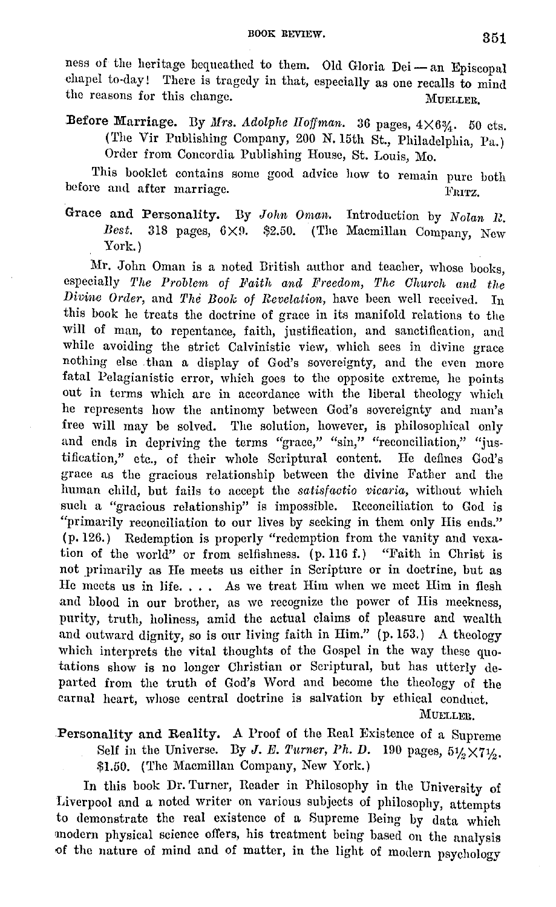ness of the heritage bequeathed to them. Old Gloria Dei — an Episcopal chapel to-day! There is tragedy in that, especially as one recalls to mind the reasons for this change. MUELLER.

**Before Marriage.** By *Mrs. Adolphe Hoffman.* 36 pages, 4×6¾. 50 cts. (The Vir Publishing Company, 200 N. 15th St., Philadelphia, Pa.) Order from Concordia Publishing House, St. Louis, Mo.

This booklet contains some good advice how to remain pure both before and after marriage. FRITZ.

**Grace and Personality.** By *John Oman.* Introduction by *Nolan R. Best.* 318 pages, 6×9. $2.50. (The Macmillan Company, New York.)

Mr. John Oman is a noted British author and teacher, whose books, especially *The Problem of Faith and Freedom, The Church and the Divine Order,* and *The Book of Revelation,* have been well received. In this book he treats the doctrine of grace in its manifold relations to the will of man, to repentance, faith, justification, and sanctification, and while avoiding the strict Calvinistic view, which sees in divine grace nothing else than a display of God's sovereignty, and the even more fatal Pelagianistic error, which goes to the opposite extreme, he points out in terms which are in accordance with the liberal theology which he represents how the antinomy between God's sovereignty and man's free will may be solved. The solution, however, is philosophical only and ends in depriving the terms "grace," "sin," "reconciliation," "justification," etc., of their whole Scriptural content. He defines God's grace as the gracious relationship between the divine Father and the human child, but fails to accept the *satisfactio vicaria,* without which such a "gracious relationship" is impossible. Reconciliation to God is "primarily reconciliation to our lives by seeking in them only His ends." (p. 126.) Redemption is properly "redemption from the vanity and vexation of the world" or from selfishness. (p. 116 f.) "Faith in Christ is not primarily as He meets us either in Scripture or in doctrine, but as He meets us in life. . . . As we treat Him when we meet Him in flesh and blood in our brother, as we recognize the power of His meekness, purity, truth, holiness, amid the actual claims of pleasure and wealth and outward dignity, so is our living faith in Him." (p. 153.) A theology which interprets the vital thoughts of the Gospel in the way these quotations show is no longer Christian or Scriptural, but has utterly departed from the truth of God's Word and become the theology of the carnal heart, whose central doctrine is salvation by ethical conduct. MUELLER.

**Personality and Reality.** A Proof of the Real Existence of a Supreme Self in the Universe. By *J. E. Turner, Ph. D.* 190 pages, 5½×7½. $1.50. (The Macmillan Company, New York.)

In this book Dr. Turner, Reader in Philosophy in the University of Liverpool and a noted writer on various subjects of philosophy, attempts to demonstrate the real existence of a Supreme Being by data which modern physical science offers, his treatment being based on the analysis of the nature of mind and of matter, in the light of modern psychology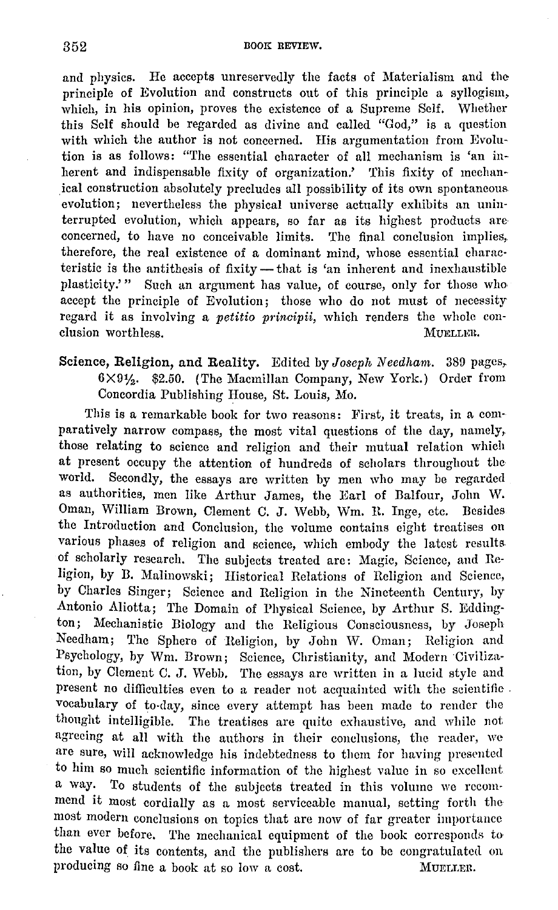and physics. He accepts unreservedly the facts of Materialism and the principle of Evolution and constructs out of this principle a syllogism, which, in his opinion, proves the existence of a Supreme Self. Whether this Self should be regarded as divine and called "God," is a question with which the author is not concerned. His argumentation from Evolution is as follows: "The essential character of all mechanism is 'an inherent and indispensable fixity of organization.' This fixity of mechanical construction absolutely precludes all possibility of its own spontaneous evolution; nevertheless the physical universe actually exhibits an uninterrupted evolution, which appears, so far as its highest products are concerned, to have no conceivable limits. The final conclusion implies, therefore, the real existence of a dominant mind, whose essential characteristic is the antithesis of fixity — that is 'an inherent and inexhaustible plasticity.'" Such an argument has value, of course, only for those who accept the principle of Evolution; those who do not must of necessity regard it as involving a *petitio principii*, which renders the whole conclusion worthless.

MUELLER.

**Science, Religion, and Reality.** Edited by *Joseph Needham.* 389 pages, $6 \times 9\frac{1}{2}$. \$2.50. (The Macmillan Company, New York.) Order from Concordia Publishing House, St. Louis, Mo.

This is a remarkable book for two reasons: First, it treats, in a comparatively narrow compass, the most vital questions of the day, namely, those relating to science and religion and their mutual relation which at present occupy the attention of hundreds of scholars throughout the world. Secondly, the essays are written by men who may be regarded as authorities, men like Arthur James, the Earl of Balfour, John W. Oman, William Brown, Clement C. J. Webb, Wm. R. Inge, etc. Besides the Introduction and Conclusion, the volume contains eight treatises on various phases of religion and science, which embody the latest results of scholarly research. The subjects treated are: Magic, Science, and Religion, by B. Malinowski; Historical Relations of Religion and Science, by Charles Singer; Science and Religion in the Nineteenth Century, by Antonio Aliotta; The Domain of Physical Science, by Arthur S. Eddington; Mechanistic Biology and the Religious Consciousness, by Joseph Needham; The Sphere of Religion, by John W. Oman; Religion and Psychology, by Wm. Brown; Science, Christianity, and Modern Civilization, by Clement C. J. Webb. The essays are written in a lucid style and present no difficulties even to a reader not acquainted with the scientific vocabulary of to-day, since every attempt has been made to render the thought intelligible. The treatises are quite exhaustive, and while not agreeing at all with the authors in their conclusions, the reader, we are sure, will acknowledge his indebtedness to them for having presented to him so much scientific information of the highest value in so excellent a way. To students of the subjects treated in this volume we recommend it most cordially as a most serviceable manual, setting forth the most modern conclusions on topics that are now of far greater importance than ever before. The mechanical equipment of the book corresponds to the value of its contents, and the publishers are to be congratulated on producing so fine a book at so low a cost.

MUELLER.